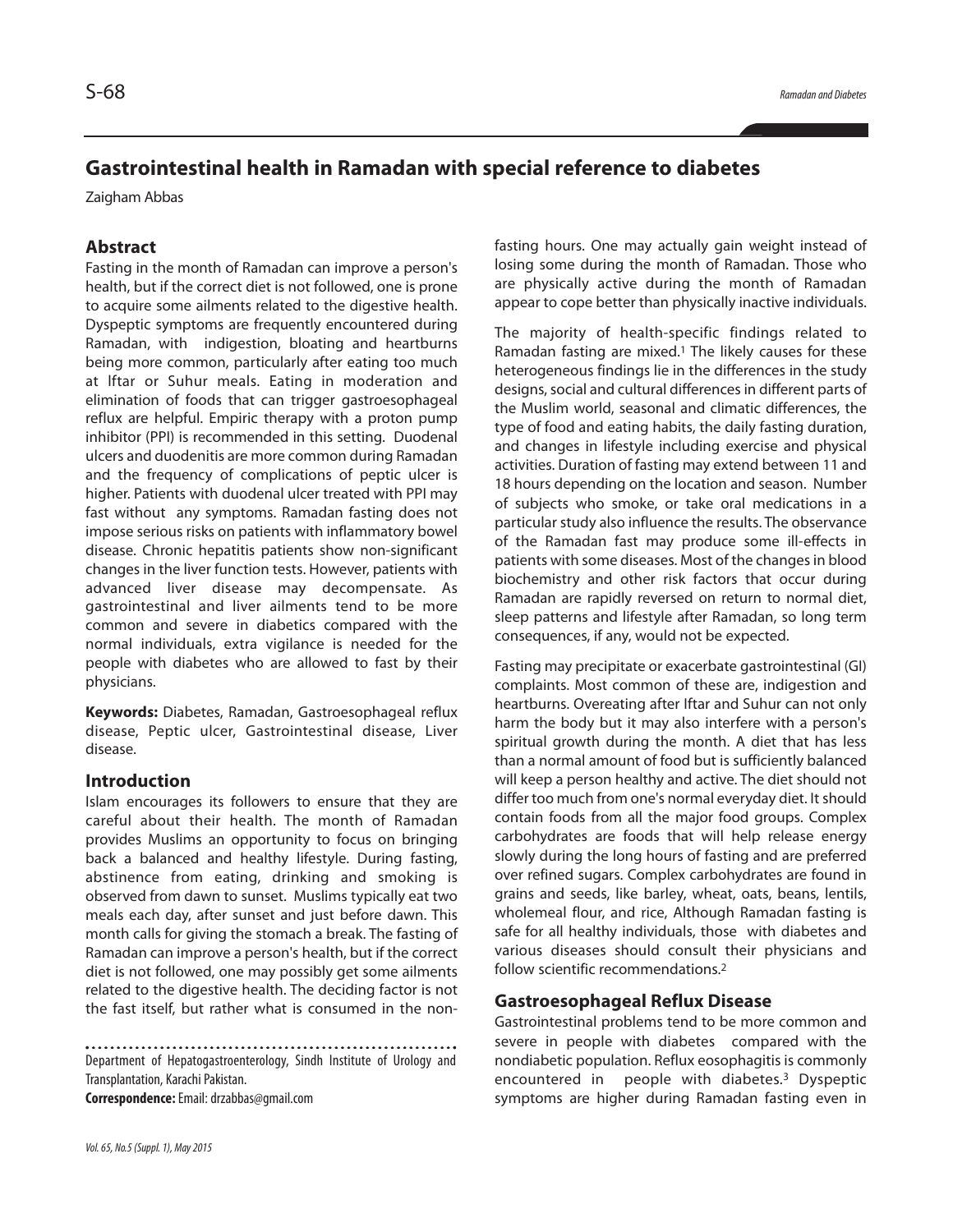# Gastrointestinal health in Ramadan with special reference to diabetes

Zaigham Abbas

## Abstract

Fasting in the month of Ramadan can improve a person's health, but if the correct diet is not followed, one is prone to acquire some ailments related to the digestive health. Dyspeptic symptoms are frequently encountered during Ramadan, with indigestion, bloating and heartburns being more common, particularly after eating too much at Iftar or Suhur meals. Eating in moderation and elimination of foods that can trigger gastroesophageal reflux are helpful. Empiric therapy with a proton pump inhibitor (PPI) is recommended in this setting. Duodenal ulcers and duodenitis are more common during Ramadan and the frequency of complications of peptic ulcer is higher. Patients with duodenal ulcer treated with PPI may fast without any symptoms. Ramadan fasting does not impose serious risks on patients with inflammatory bowel disease. Chronic hepatitis patients show non-significant changes in the liver function tests. However, patients with advanced liver disease may decompensate. As gastrointestinal and liver ailments tend to be more common and severe in diabetics compared with the normal individuals, extra vigilance is needed for the people with diabetes who are allowed to fast by their physicians.

**Keywords:** Diabetes, Ramadan, Gastroesophageal reflux disease, Peptic ulcer, Gastrointestinal disease, Liver disease.

## Introduction

Islam encourages its followers to ensure that they are careful about their health. The month of Ramadan provides Muslims an opportunity to focus on bringing back a balanced and healthy lifestyle. During fasting, abstinence from eating, drinking and smoking is observed from dawn to sunset. Muslims typically eat two meals each day, after sunset and just before dawn. This month calls for giving the stomach a break. The fasting of Ramadan can improve a person's health, but if the correct diet is not followed, one may possibly get some ailments related to the digestive health. The deciding factor is not the fast itself, but rather what is consumed in the non-fasting hours. One may actually gain weight instead of losing some during the month of Ramadan. Those who are physically active during the month of Ramadan appear to cope better than physically inactive individuals.

The majority of health-specific findings related to Ramadan fasting are mixed.[1] The likely causes for these heterogeneous findings lie in the differences in the study designs, social and cultural differences in different parts of the Muslim world, seasonal and climatic differences, the type of food and eating habits, the daily fasting duration, and changes in lifestyle including exercise and physical activities. Duration of fasting may extend between 11 and 18 hours depending on the location and season. Number of subjects who smoke, or take oral medications in a particular study also influence the results. The observance of the Ramadan fast may produce some ill-effects in patients with some diseases. Most of the changes in blood biochemistry and other risk factors that occur during Ramadan are rapidly reversed on return to normal diet, sleep patterns and lifestyle after Ramadan, so long term consequences, if any, would not be expected.

Fasting may precipitate or exacerbate gastrointestinal (GI) complaints. Most common of these are, indigestion and heartburns. Overeating after Iftar and Suhur can not only harm the body but it may also interfere with a person's spiritual growth during the month. A diet that has less than a normal amount of food but is sufficiently balanced will keep a person healthy and active. The diet should not differ too much from one's normal everyday diet. It should contain foods from all the major food groups. Complex carbohydrates are foods that will help release energy slowly during the long hours of fasting and are preferred over refined sugars. Complex carbohydrates are found in grains and seeds, like barley, wheat, oats, beans, lentils, wholemeal flour, and rice, Although Ramadan fasting is safe for all healthy individuals, those with diabetes and various diseases should consult their physicians and follow scientific recommendations.[2]

## Gastroesophageal Reflux Disease

Gastrointestinal problems tend to be more common and severe in people with diabetes compared with the nondiabetic population. Reflux eosophagitis is commonly encountered in people with diabetes.[3] Dyspeptic symptoms are higher during Ramadan fasting even in

Department of Hepatogastroenterology, Sindh Institute of Urology and Transplantation, Karachi Pakistan.

**Correspondence:** Email: drzabbas@gmail.com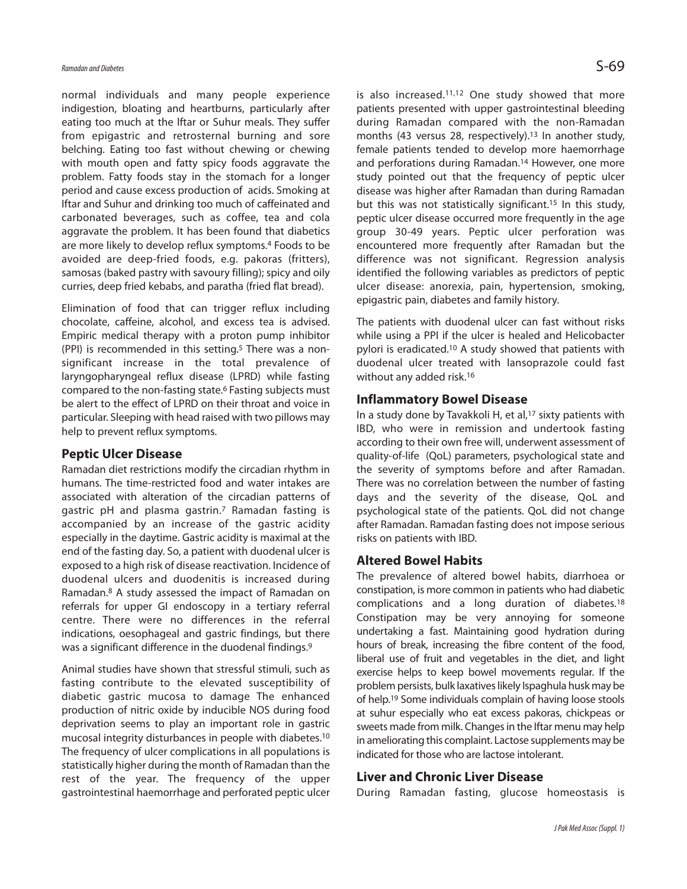normal individuals and many people experience indigestion, bloating and heartburns, particularly after eating too much at the Iftar or Suhur meals. They suffer from epigastric and retrosternal burning and sore belching. Eating too fast without chewing or chewing with mouth open and fatty spicy foods aggravate the problem. Fatty foods stay in the stomach for a longer period and cause excess production of acids. Smoking at Iftar and Suhur and drinking too much of caffeinated and carbonated beverages, such as coffee, tea and cola aggravate the problem. It has been found that diabetics are more likely to develop reflux symptoms.[4] Foods to be avoided are deep-fried foods, e.g. pakoras (fritters), samosas (baked pastry with savoury filling); spicy and oily curries, deep fried kebabs, and paratha (fried flat bread).

Elimination of food that can trigger reflux including chocolate, caffeine, alcohol, and excess tea is advised. Empiric medical therapy with a proton pump inhibitor (PPI) is recommended in this setting.[5] There was a non-significant increase in the total prevalence of laryngopharyngeal reflux disease (LPRD) while fasting compared to the non-fasting state.[6] Fasting subjects must be alert to the effect of LPRD on their throat and voice in particular. Sleeping with head raised with two pillows may help to prevent reflux symptoms.

## Peptic Ulcer Disease

Ramadan diet restrictions modify the circadian rhythm in humans. The time-restricted food and water intakes are associated with alteration of the circadian patterns of gastric pH and plasma gastrin.[7] Ramadan fasting is accompanied by an increase of the gastric acidity especially in the daytime. Gastric acidity is maximal at the end of the fasting day. So, a patient with duodenal ulcer is exposed to a high risk of disease reactivation. Incidence of duodenal ulcers and duodenitis is increased during Ramadan.[8] A study assessed the impact of Ramadan on referrals for upper GI endoscopy in a tertiary referral centre. There were no differences in the referral indications, oesophageal and gastric findings, but there was a significant difference in the duodenal findings.[9]

Animal studies have shown that stressful stimuli, such as fasting contribute to the elevated susceptibility of diabetic gastric mucosa to damage The enhanced production of nitric oxide by inducible NOS during food deprivation seems to play an important role in gastric mucosal integrity disturbances in people with diabetes.[10] The frequency of ulcer complications in all populations is statistically higher during the month of Ramadan than the rest of the year. The frequency of the upper gastrointestinal haemorrhage and perforated peptic ulcer is also increased.[11,12] One study showed that more patients presented with upper gastrointestinal bleeding during Ramadan compared with the non-Ramadan months (43 versus 28, respectively).[13] In another study, female patients tended to develop more haemorrhage and perforations during Ramadan.[14] However, one more study pointed out that the frequency of peptic ulcer disease was higher after Ramadan than during Ramadan but this was not statistically significant.[15] In this study, peptic ulcer disease occurred more frequently in the age group 30-49 years. Peptic ulcer perforation was encountered more frequently after Ramadan but the difference was not significant. Regression analysis identified the following variables as predictors of peptic ulcer disease: anorexia, pain, hypertension, smoking, epigastric pain, diabetes and family history.

The patients with duodenal ulcer can fast without risks while using a PPI if the ulcer is healed and Helicobacter pylori is eradicated.[10] A study showed that patients with duodenal ulcer treated with lansoprazole could fast without any added risk.[16]

## Inflammatory Bowel Disease

In a study done by Tavakkoli H, et al,[17] sixty patients with IBD, who were in remission and undertook fasting according to their own free will, underwent assessment of quality-of-life (QoL) parameters, psychological state and the severity of symptoms before and after Ramadan. There was no correlation between the number of fasting days and the severity of the disease, QoL and psychological state of the patients. QoL did not change after Ramadan. Ramadan fasting does not impose serious risks on patients with IBD.

## Altered Bowel Habits

The prevalence of altered bowel habits, diarrhoea or constipation, is more common in patients who had diabetic complications and a long duration of diabetes.[18] Constipation may be very annoying for someone undertaking a fast. Maintaining good hydration during hours of break, increasing the fibre content of the food, liberal use of fruit and vegetables in the diet, and light exercise helps to keep bowel movements regular. If the problem persists, bulk laxatives likely Ispaghula husk may be of help.[19] Some individuals complain of having loose stools at suhur especially who eat excess pakoras, chickpeas or sweets made from milk. Changes in the Iftar menu may help in ameliorating this complaint. Lactose supplements may be indicated for those who are lactose intolerant.

## Liver and Chronic Liver Disease

During Ramadan fasting, glucose homeostasis is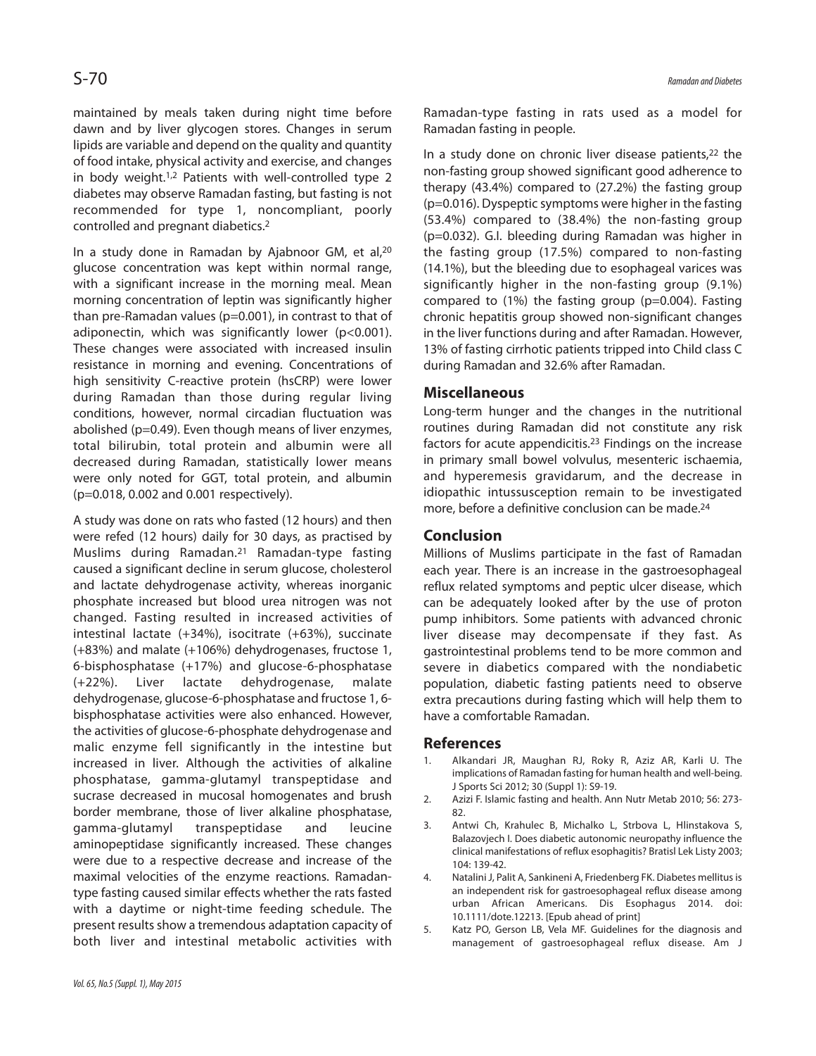maintained by meals taken during night time before dawn and by liver glycogen stores. Changes in serum lipids are variable and depend on the quality and quantity of food intake, physical activity and exercise, and changes in body weight.[1,2] Patients with well-controlled type 2 diabetes may observe Ramadan fasting, but fasting is not recommended for type 1, noncompliant, poorly controlled and pregnant diabetics.[2]

In a study done in Ramadan by Ajabnoor GM, et al,[20] glucose concentration was kept within normal range, with a significant increase in the morning meal. Mean morning concentration of leptin was significantly higher than pre-Ramadan values ($p=0.001$), in contrast to that of adiponectin, which was significantly lower ($p<0.001$). These changes were associated with increased insulin resistance in morning and evening. Concentrations of high sensitivity C-reactive protein (hsCRP) were lower during Ramadan than those during regular living conditions, however, normal circadian fluctuation was abolished ($p=0.49$). Even though means of liver enzymes, total bilirubin, total protein and albumin were all decreased during Ramadan, statistically lower means were only noted for GGT, total protein, and albumin ($p=0.018$, 0.002 and 0.001 respectively).

A study was done on rats who fasted (12 hours) and then were refed (12 hours) daily for 30 days, as practised by Muslims during Ramadan.[21] Ramadan-type fasting caused a significant decline in serum glucose, cholesterol and lactate dehydrogenase activity, whereas inorganic phosphate increased but blood urea nitrogen was not changed. Fasting resulted in increased activities of intestinal lactate (+34%), isocitrate (+63%), succinate (+83%) and malate (+106%) dehydrogenases, fructose 1, 6-bisphosphatase (+17%) and glucose-6-phosphatase (+22%). Liver lactate dehydrogenase, malate dehydrogenase, glucose-6-phosphatase and fructose 1, 6-bisphosphatase activities were also enhanced. However, the activities of glucose-6-phosphate dehydrogenase and malic enzyme fell significantly in the intestine but increased in liver. Although the activities of alkaline phosphatase, gamma-glutamyl transpeptidase and sucrase decreased in mucosal homogenates and brush border membrane, those of liver alkaline phosphatase, gamma-glutamyl transpeptidase and leucine aminopeptidase significantly increased. These changes were due to a respective decrease and increase of the maximal velocities of the enzyme reactions. Ramadan-type fasting caused similar effects whether the rats fasted with a daytime or night-time feeding schedule. The present results show a tremendous adaptation capacity of both liver and intestinal metabolic activities with Ramadan-type fasting in rats used as a model for Ramadan fasting in people.

In a study done on chronic liver disease patients,[22] the non-fasting group showed significant good adherence to therapy (43.4%) compared to (27.2%) the fasting group ($p=0.016$). Dyspeptic symptoms were higher in the fasting (53.4%) compared to (38.4%) the non-fasting group ($p=0.032$). G.I. bleeding during Ramadan was higher in the fasting group (17.5%) compared to non-fasting (14.1%), but the bleeding due to esophageal varices was significantly higher in the non-fasting group (9.1%) compared to (1%) the fasting group ($p=0.004$). Fasting chronic hepatitis group showed non-significant changes in the liver functions during and after Ramadan. However, 13% of fasting cirrhotic patients tripped into Child class C during Ramadan and 32.6% after Ramadan.

## Miscellaneous

Long-term hunger and the changes in the nutritional routines during Ramadan did not constitute any risk factors for acute appendicitis.[23] Findings on the increase in primary small bowel volvulus, mesenteric ischaemia, and hyperemesis gravidarum, and the decrease in idiopathic intussusception remain to be investigated more, before a definitive conclusion can be made.[24]

## Conclusion

Millions of Muslims participate in the fast of Ramadan each year. There is an increase in the gastroesophageal reflux related symptoms and peptic ulcer disease, which can be adequately looked after by the use of proton pump inhibitors. Some patients with advanced chronic liver disease may decompensate if they fast. As gastrointestinal problems tend to be more common and severe in diabetics compared with the nondiabetic population, diabetic fasting patients need to observe extra precautions during fasting which will help them to have a comfortable Ramadan.

## References

1. Alkandari JR, Maughan RJ, Roky R, Aziz AR, Karli U. The implications of Ramadan fasting for human health and well-being. J Sports Sci 2012; 30 (Suppl 1): S9-19.
2. Azizi F. Islamic fasting and health. Ann Nutr Metab 2010; 56: 273-82.
3. Antwi Ch, Krahulec B, Michalko L, Strbova L, Hlinstakova S, Balazovjech I. Does diabetic autonomic neuropathy influence the clinical manifestations of reflux esophagitis? Bratisl Lek Listy 2003; 104: 139-42.
4. Natalini J, Palit A, Sankineni A, Friedenberg FK. Diabetes mellitus is an independent risk for gastroesophageal reflux disease among urban African Americans. Dis Esophagus 2014. doi: 10.1111/dote.12213. [Epub ahead of print]
5. Katz PO, Gerson LB, Vela MF. Guidelines for the diagnosis and management of gastroesophageal reflux disease. Am J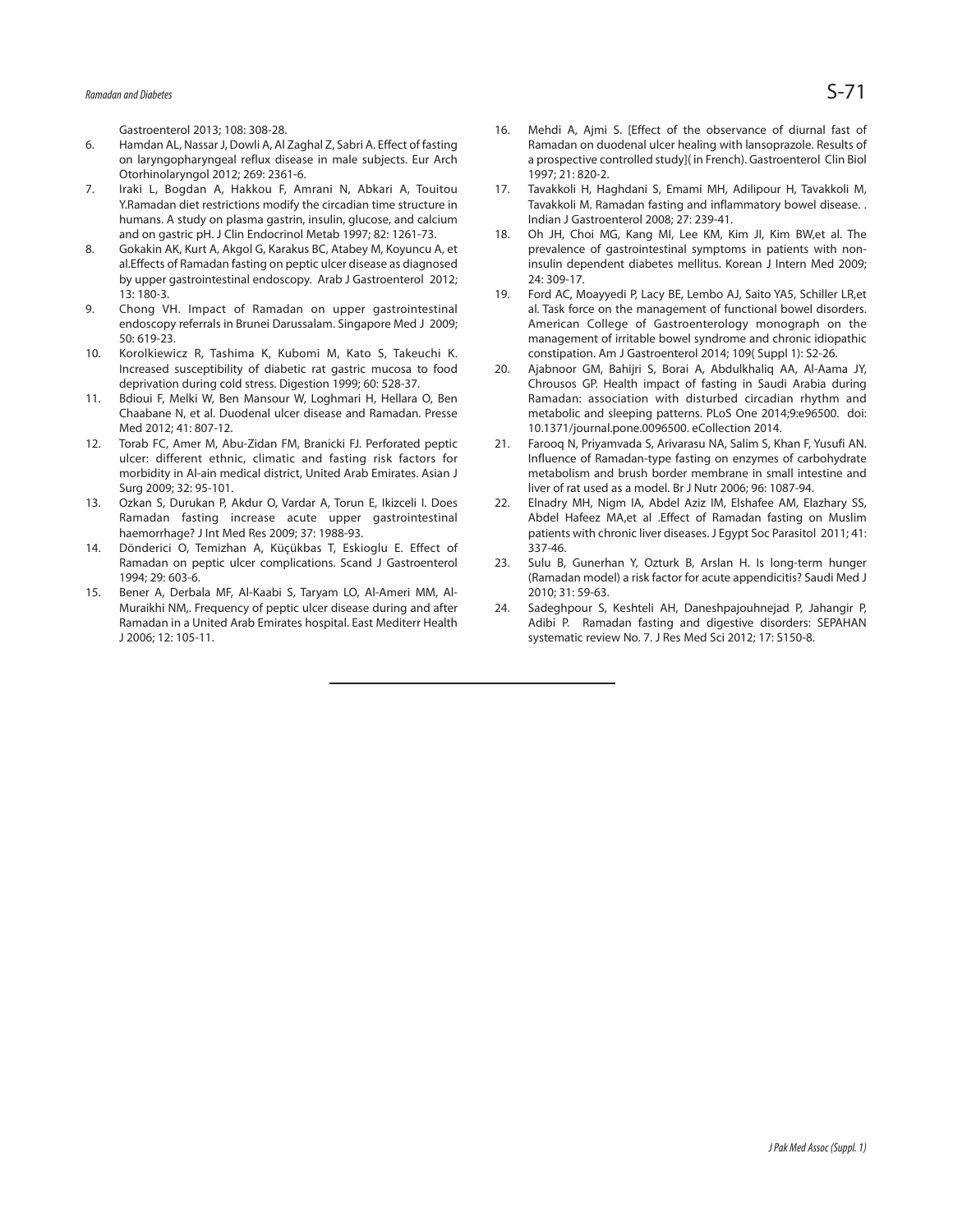Gastroenterol 2013; 108: 308-28.

6. Hamdan AL, Nassar J, Dowli A, Al Zaghal Z, Sabri A. Effect of fasting on laryngopharyngeal reflux disease in male subjects. Eur Arch Otorhinolaryngol 2012; 269: 2361-6.
7. Iraki L, Bogdan A, Hakkou F, Amrani N, Abkari A, Touitou Y.Ramadan diet restrictions modify the circadian time structure in humans. A study on plasma gastrin, insulin, glucose, and calcium and on gastric pH. J Clin Endocrinol Metab 1997; 82: 1261-73.
8. Gokakin AK, Kurt A, Akgol G, Karakus BC, Atabey M, Koyuncu A, et al.Effects of Ramadan fasting on peptic ulcer disease as diagnosed by upper gastrointestinal endoscopy. Arab J Gastroenterol 2012; 13: 180-3.
9. Chong VH. Impact of Ramadan on upper gastrointestinal endoscopy referrals in Brunei Darussalam. Singapore Med J 2009; 50: 619-23.
10. Korolkiewicz R, Tashima K, Kubomi M, Kato S, Takeuchi K. Increased susceptibility of diabetic rat gastric mucosa to food deprivation during cold stress. Digestion 1999; 60: 528-37.
11. Bdioui F, Melki W, Ben Mansour W, Loghmari H, Hellara O, Ben Chaabane N, et al. Duodenal ulcer disease and Ramadan. Presse Med 2012; 41: 807-12.
12. Torab FC, Amer M, Abu-Zidan FM, Branicki FJ. Perforated peptic ulcer: different ethnic, climatic and fasting risk factors for morbidity in Al-ain medical district, United Arab Emirates. Asian J Surg 2009; 32: 95-101.
13. Ozkan S, Durukan P, Akdur O, Vardar A, Torun E, Ikizceli I. Does Ramadan fasting increase acute upper gastrointestinal haemorrhage? J Int Med Res 2009; 37: 1988-93.
14. Dönderici O, Temizhan A, Küçükbas T, Eskioglu E. Effect of Ramadan on peptic ulcer complications. Scand J Gastroenterol 1994; 29: 603-6.
15. Bener A, Derbala MF, Al-Kaabi S, Taryam LO, Al-Ameri MM, Al-Muraikhi NM,. Frequency of peptic ulcer disease during and after Ramadan in a United Arab Emirates hospital. East Mediterr Health J 2006; 12: 105-11.
16. Mehdi A, Ajmi S. [Effect of the observance of diurnal fast of Ramadan on duodenal ulcer healing with lansoprazole. Results of a prospective controlled study]( in French). Gastroenterol Clin Biol 1997; 21: 820-2.
17. Tavakkoli H, Haghdani S, Emami MH, Adilipour H, Tavakkoli M, Tavakkoli M. Ramadan fasting and inflammatory bowel disease. . Indian J Gastroenterol 2008; 27: 239-41.
18. Oh JH, Choi MG, Kang MI, Lee KM, Kim JI, Kim BW,et al. The prevalence of gastrointestinal symptoms in patients with non-insulin dependent diabetes mellitus. Korean J Intern Med 2009; 24: 309-17.
19. Ford AC, Moayyedi P, Lacy BE, Lembo AJ, Saito YA5, Schiller LR,et al. Task force on the management of functional bowel disorders. American College of Gastroenterology monograph on the management of irritable bowel syndrome and chronic idiopathic constipation. Am J Gastroenterol 2014; 109( Suppl 1): S2-26.
20. Ajabnoor GM, Bahijri S, Borai A, Abdulkhaliq AA, Al-Aama JY, Chrousos GP. Health impact of fasting in Saudi Arabia during Ramadan: association with disturbed circadian rhythm and metabolic and sleeping patterns. PLoS One 2014;9:e96500. doi: 10.1371/journal.pone.0096500. eCollection 2014.
21. Farooq N, Priyamvada S, Arivarasu NA, Salim S, Khan F, Yusufi AN. Influence of Ramadan-type fasting on enzymes of carbohydrate metabolism and brush border membrane in small intestine and liver of rat used as a model. Br J Nutr 2006; 96: 1087-94.
22. Elnadry MH, Nigm IA, Abdel Aziz IM, Elshafee AM, Elazhary SS, Abdel Hafeez MA,et al .Effect of Ramadan fasting on Muslim patients with chronic liver diseases. J Egypt Soc Parasitol 2011; 41: 337-46.
23. Sulu B, Gunerhan Y, Ozturk B, Arslan H. Is long-term hunger (Ramadan model) a risk factor for acute appendicitis? Saudi Med J 2010; 31: 59-63.
24. Sadeghpour S, Keshteli AH, Daneshpajouhnejad P, Jahangir P, Adibi P. Ramadan fasting and digestive disorders: SEPAHAN systematic review No. 7. J Res Med Sci 2012; 17: S150-8.